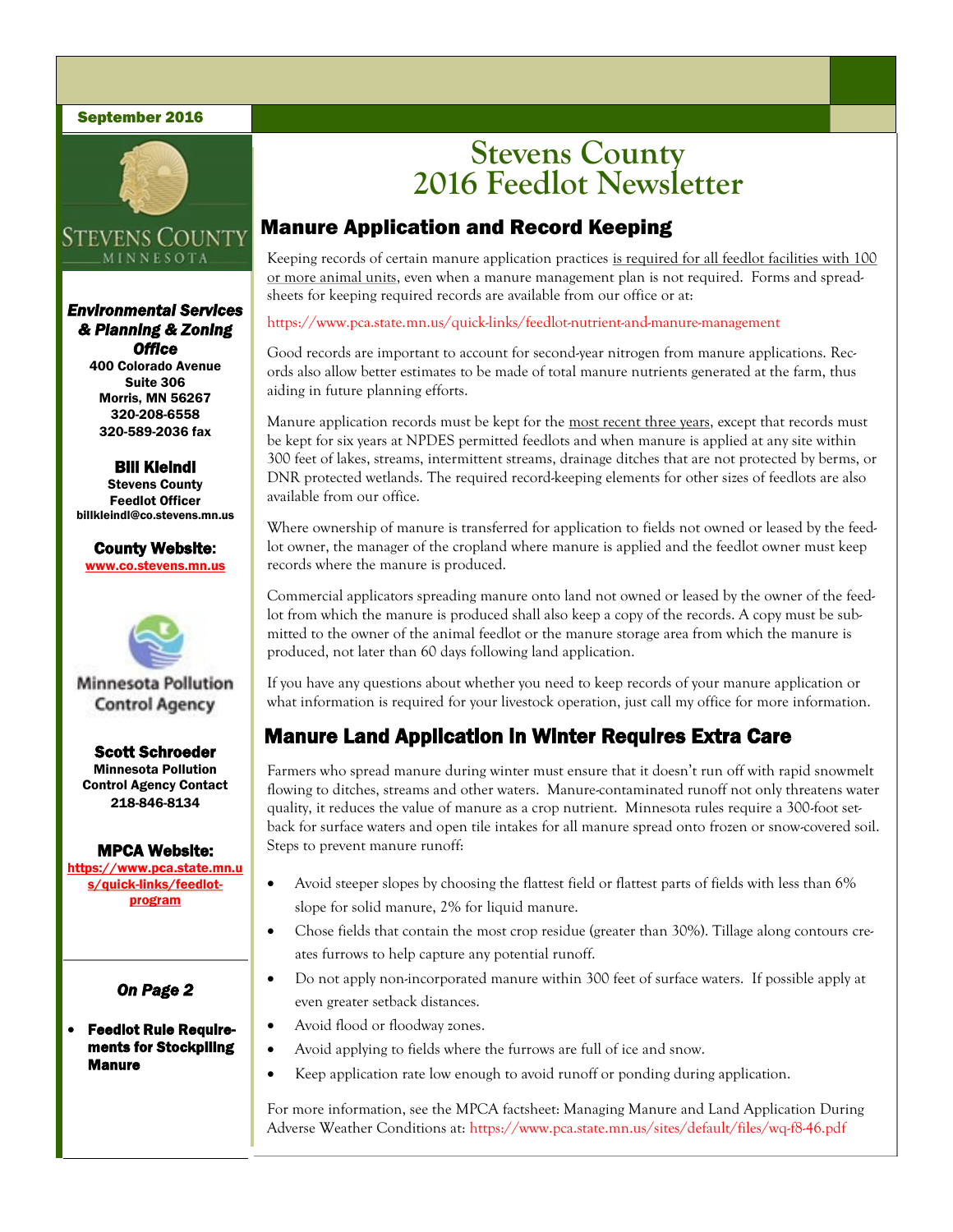September 2016

# Stevens County 2016 Feedlot Newsletter

## Manure Application and Record Keeping

Keeping records of certain manure application practices is required for all feedlot facilities with 100 or more animal units, even when a manure management plan is not required. Forms and spreadsheets for keeping required records are available from our office or at:

https://www.pca.state.mn.us/quick-links/feedlot-nutrient-and-manure-management

Good records are important to account for second-year nitrogen from manure applications. Records also allow better estimates to be made of total manure nutrients generated at the farm, thus aiding in future planning efforts.

Manure application records must be kept for the most recent three years, except that records must be kept for six years at NPDES permitted feedlots and when manure is applied at any site within 300 feet of lakes, streams, intermittent streams, drainage ditches that are not protected by berms, or DNR protected wetlands. The required record-keeping elements for other sizes of feedlots are also available from our office.

Where ownership of manure is transferred for application to fields not owned or leased by the feedlot owner, the manager of the cropland where manure is applied and the feedlot owner must keep records where the manure is produced.

Commercial applicators spreading manure onto land not owned or leased by the owner of the feedlot from which the manure is produced shall also keep a copy of the records. A copy must be submitted to the owner of the animal feedlot or the manure storage area from which the manure is produced, not later than 60 days following land application.

If you have any questions about whether you need to keep records of your manure application or what information is required for your livestock operation, just call my office for more information.

## Manure Land Application in Winter Requires Extra Care

Farmers who spread manure during winter must ensure that it doesn't run off with rapid snowmelt flowing to ditches, streams and other waters. Manure-contaminated runoff not only threatens water quality, it reduces the value of manure as a crop nutrient. Minnesota rules require a 300-foot setback for surface waters and open tile intakes for all manure spread onto frozen or snow-covered soil. Steps to prevent manure runoff:

- Avoid steeper slopes by choosing the flattest field or flattest parts of fields with less than 6% slope for solid manure, 2% for liquid manure.
- Chose fields that contain the most crop residue (greater than 30%). Tillage along contours creates furrows to help capture any potential runoff.
- Do not apply non-incorporated manure within 300 feet of surface waters. If possible apply at even greater setback distances.
- Avoid flood or floodway zones.
- Avoid applying to fields where the furrows are full of ice and snow.
- Keep application rate low enough to avoid runoff or ponding during application.

For more information, see the MPCA factsheet: Managing Manure and Land Application During Adverse Weather Conditions at: https://www.pca.state.mn.us/sites/default/files/wq-f8-46.pdf

---

STEVENS COUNTY
MINNESOTA

***Environmental Services & Planning & Zoning Office***
**400 Colorado Avenue**
**Suite 306**
**Morris, MN 56267**
**320-208-6558**
**320-589-2036 fax**

**Bill Kleindl**
**Stevens County Feedlot Officer**
**billkleindl@co.stevens.mn.us**

**County Website:**
www.co.stevens.mn.us

Minnesota Pollution Control Agency

**Scott Schroeder**
**Minnesota Pollution Control Agency Contact**
**218-846-8134**

**MPCA Website:**
https://www.pca.state.mn.us/quick-links/feedlot-program

***On Page 2***

- **Feedlot Rule Requirements for Stockpiling Manure**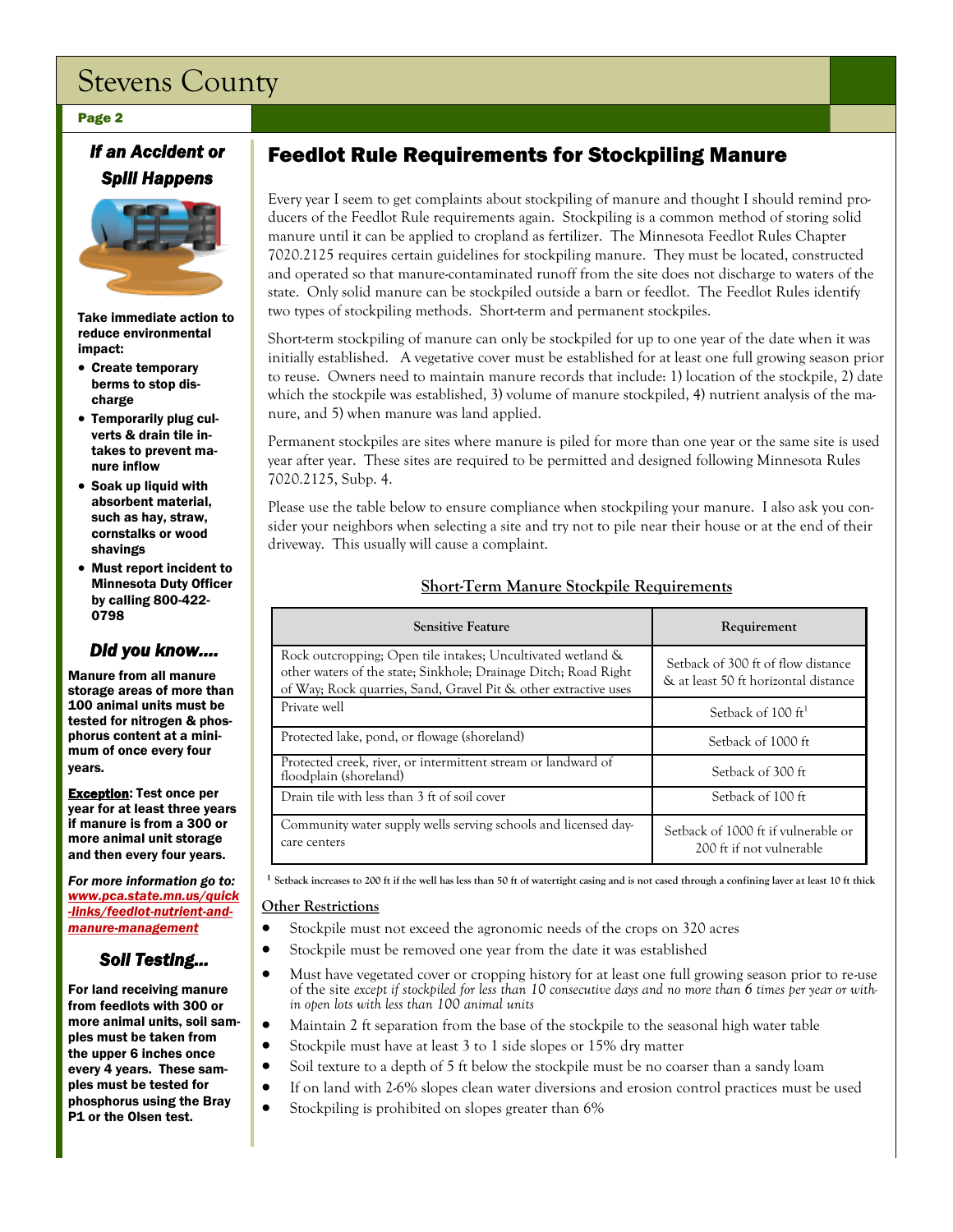## If an Accident or Spill Happens

**Take immediate action to reduce environmental impact:**

- **Create temporary berms to stop discharge**
- **Temporarily plug culverts & drain tile intakes to prevent manure inflow**
- **Soak up liquid with absorbent material, such as hay, straw, cornstalks or wood shavings**
- **Must report incident to Minnesota Duty Officer by calling 800-422-0798**

## Did you know....

**Manure from all manure storage areas of more than 100 animal units must be tested for nitrogen & phosphorus content at a minimum of once every four years.**

**Exception: Test once per year for at least three years if manure is from a 300 or more animal unit storage and then every four years.**

***For more information go to: www.pca.state.mn.us/quick-links/feedlot-nutrient-and-manure-management***

## Soil Testing...

**For land receiving manure from feedlots with 300 or more animal units, soil samples must be taken from the upper 6 inches once every 4 years. These samples must be tested for phosphorus using the Bray P1 or the Olsen test.**

# Feedlot Rule Requirements for Stockpiling Manure

Every year I seem to get complaints about stockpiling of manure and thought I should remind producers of the Feedlot Rule requirements again. Stockpiling is a common method of storing solid manure until it can be applied to cropland as fertilizer. The Minnesota Feedlot Rules Chapter 7020.2125 requires certain guidelines for stockpiling manure. They must be located, constructed and operated so that manure-contaminated runoff from the site does not discharge to waters of the state. Only solid manure can be stockpiled outside a barn or feedlot. The Feedlot Rules identify two types of stockpiling methods. Short-term and permanent stockpiles.

Short-term stockpiling of manure can only be stockpiled for up to one year of the date when it was initially established. A vegetative cover must be established for at least one full growing season prior to reuse. Owners need to maintain manure records that include: 1) location of the stockpile, 2) date which the stockpile was established, 3) volume of manure stockpiled, 4) nutrient analysis of the manure, and 5) when manure was land applied.

Permanent stockpiles are sites where manure is piled for more than one year or the same site is used year after year. These sites are required to be permitted and designed following Minnesota Rules 7020.2125, Subp. 4.

Please use the table below to ensure compliance when stockpiling your manure. I also ask you consider your neighbors when selecting a site and try not to pile near their house or at the end of their driveway. This usually will cause a complaint.

**Short-Term Manure Stockpile Requirements**

| Sensitive Feature | Requirement |
|---|---|
| Rock outcropping; Open tile intakes; Uncultivated wetland & other waters of the state; Sinkhole; Drainage Ditch; Road Right of Way; Rock quarries, Sand, Gravel Pit & other extractive uses | Setback of 300 ft of flow distance & at least 50 ft horizontal distance |
| Private well | Setback of 100 ft[1] |
| Protected lake, pond, or flowage (shoreland) | Setback of 1000 ft |
| Protected creek, river, or intermittent stream or landward of floodplain (shoreland) | Setback of 300 ft |
| Drain tile with less than 3 ft of soil cover | Setback of 100 ft |
| Community water supply wells serving schools and licensed day-care centers | Setback of 1000 ft if vulnerable or 200 ft if not vulnerable |

[1] Setback increases to 200 ft if the well has less than 50 ft of watertight casing and is not cased through a confining layer at least 10 ft thick

**Other Restrictions**

- Stockpile must not exceed the agronomic needs of the crops on 320 acres
- Stockpile must be removed one year from the date it was established
- Must have vegetated cover or cropping history for at least one full growing season prior to re-use of the site *except if stockpiled for less than 10 consecutive days and no more than 6 times per year or within open lots with less than 100 animal units*
- Maintain 2 ft separation from the base of the stockpile to the seasonal high water table
- Stockpile must have at least 3 to 1 side slopes or 15% dry matter
- Soil texture to a depth of 5 ft below the stockpile must be no coarser than a sandy loam
- If on land with 2-6% slopes clean water diversions and erosion control practices must be used
- Stockpiling is prohibited on slopes greater than 6%